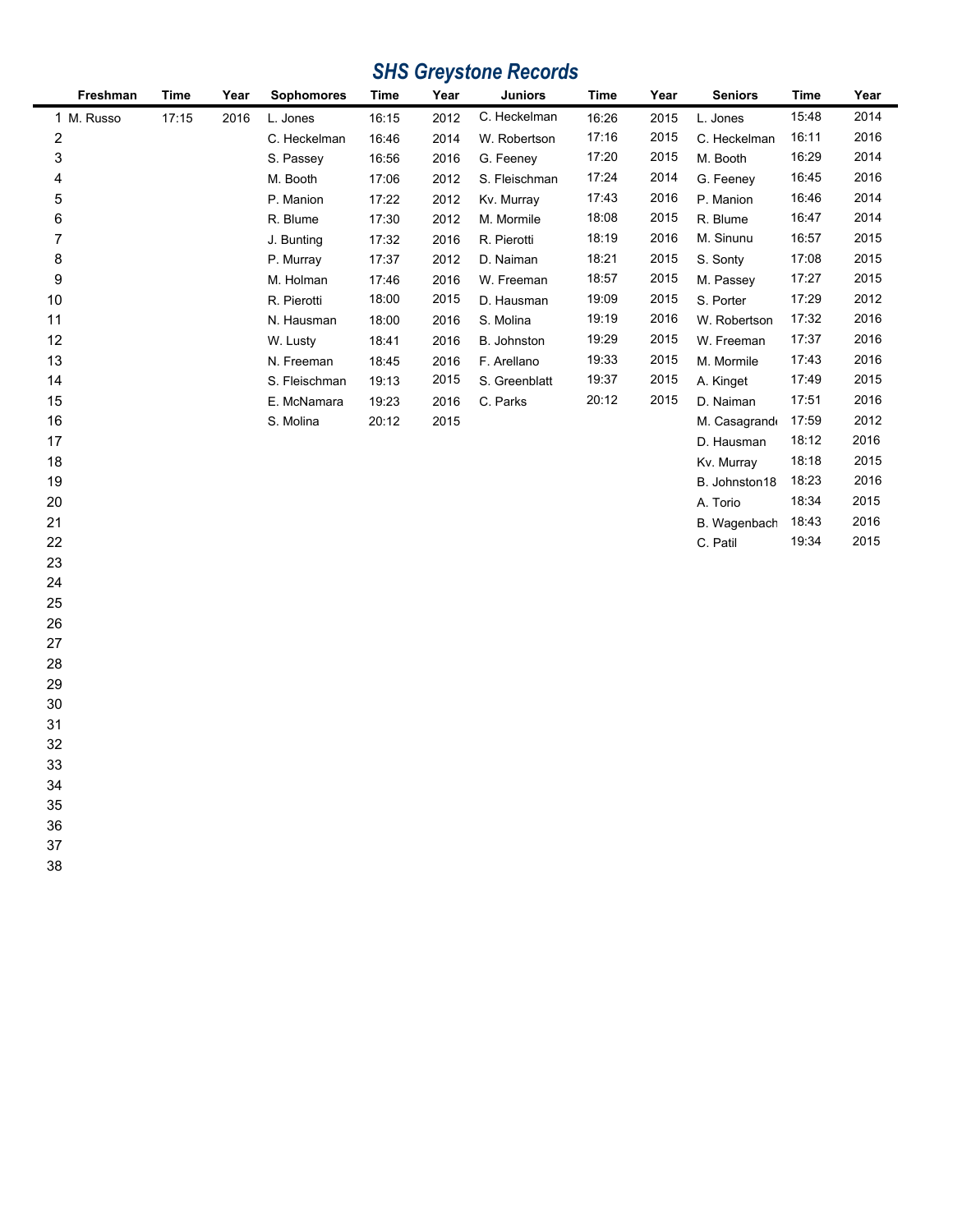# *SHS Greystone Records*

| | Freshman | Time | Year | Sophomores | Time | Year | Juniors | Time | Year | Seniors | Time | Year |
|---|---|---|---|---|---|---|---|---|---|---|---|---|
| 1 | M. Russo | 17:15 | 2016 | L. Jones | 16:15 | 2012 | C. Heckelman | 16:26 | 2015 | L. Jones | 15:48 | 2014 |
| 2 | | | | C. Heckelman | 16:46 | 2014 | W. Robertson | 17:16 | 2015 | C. Heckelman | 16:11 | 2016 |
| 3 | | | | S. Passey | 16:56 | 2016 | G. Feeney | 17:20 | 2015 | M. Booth | 16:29 | 2014 |
| 4 | | | | M. Booth | 17:06 | 2012 | S. Fleischman | 17:24 | 2014 | G. Feeney | 16:45 | 2016 |
| 5 | | | | P. Manion | 17:22 | 2012 | Kv. Murray | 17:43 | 2016 | P. Manion | 16:46 | 2014 |
| 6 | | | | R. Blume | 17:30 | 2012 | M. Mormile | 18:08 | 2015 | R. Blume | 16:47 | 2014 |
| 7 | | | | J. Bunting | 17:32 | 2016 | R. Pierotti | 18:19 | 2016 | M. Sinunu | 16:57 | 2015 |
| 8 | | | | P. Murray | 17:37 | 2012 | D. Naiman | 18:21 | 2015 | S. Sonty | 17:08 | 2015 |
| 9 | | | | M. Holman | 17:46 | 2016 | W. Freeman | 18:57 | 2015 | M. Passey | 17:27 | 2015 |
| 10 | | | | R. Pierotti | 18:00 | 2015 | D. Hausman | 19:09 | 2015 | S. Porter | 17:29 | 2012 |
| 11 | | | | N. Hausman | 18:00 | 2016 | S. Molina | 19:19 | 2016 | W. Robertson | 17:32 | 2016 |
| 12 | | | | W. Lusty | 18:41 | 2016 | B. Johnston | 19:29 | 2015 | W. Freeman | 17:37 | 2016 |
| 13 | | | | N. Freeman | 18:45 | 2016 | F. Arellano | 19:33 | 2015 | M. Mormile | 17:43 | 2016 |
| 14 | | | | S. Fleischman | 19:13 | 2015 | S. Greenblatt | 19:37 | 2015 | A. Kinget | 17:49 | 2015 |
| 15 | | | | E. McNamara | 19:23 | 2016 | C. Parks | 20:12 | 2015 | D. Naiman | 17:51 | 2016 |
| 16 | | | | S. Molina | 20:12 | 2015 | | | | M. Casagrande | 17:59 | 2012 |
| 17 | | | | | | | | | | D. Hausman | 18:12 | 2016 |
| 18 | | | | | | | | | | Kv. Murray | 18:18 | 2015 |
| 19 | | | | | | | | | | B. Johnston18 | 18:23 | 2016 |
| 20 | | | | | | | | | | A. Torio | 18:34 | 2015 |
| 21 | | | | | | | | | | B. Wagenbach | 18:43 | 2016 |
| 22 | | | | | | | | | | C. Patil | 19:34 | 2015 |
| 23 | | | | | | | | | | | | |
| 24 | | | | | | | | | | | | |
| 25 | | | | | | | | | | | | |
| 26 | | | | | | | | | | | | |
| 27 | | | | | | | | | | | | |
| 28 | | | | | | | | | | | | |
| 29 | | | | | | | | | | | | |
| 30 | | | | | | | | | | | | |
| 31 | | | | | | | | | | | | |
| 32 | | | | | | | | | | | | |
| 33 | | | | | | | | | | | | |
| 34 | | | | | | | | | | | | |
| 35 | | | | | | | | | | | | |
| 36 | | | | | | | | | | | | |
| 37 | | | | | | | | | | | | |
| 38 | | | | | | | | | | | | |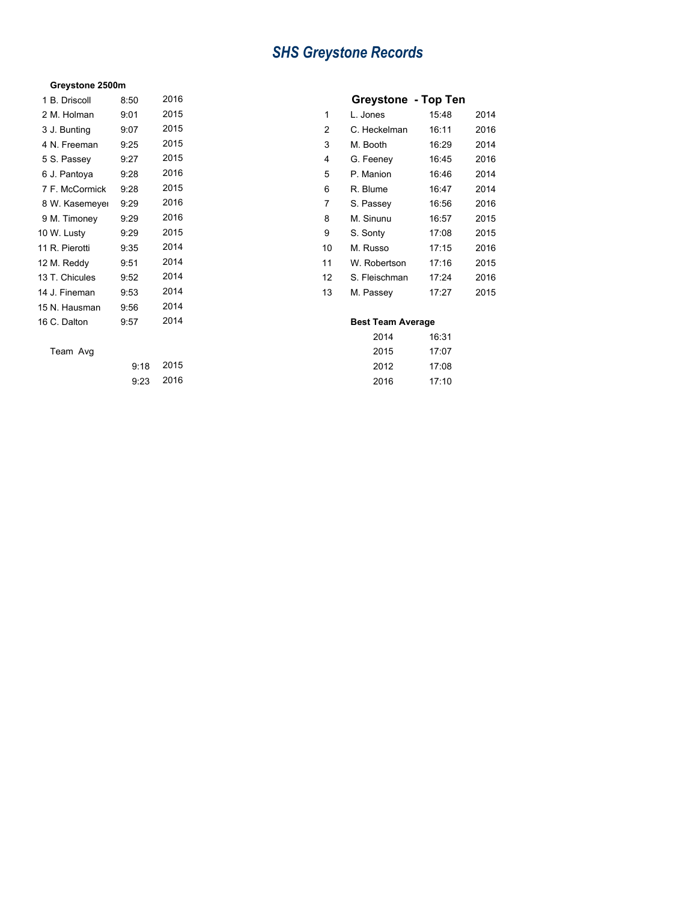# *SHS Greystone Records*

### Greystone 2500m

| | | | |
|---|---|---|---|
| 1 | B. Driscoll | 8:50 | 2016 |
| 2 | M. Holman | 9:01 | 2015 |
| 3 | J. Bunting | 9:07 | 2015 |
| 4 | N. Freeman | 9:25 | 2015 |
| 5 | S. Passey | 9:27 | 2015 |
| 6 | J. Pantoya | 9:28 | 2016 |
| 7 | F. McCormick | 9:28 | 2015 |
| 8 | W. Kasemeyer | 9:29 | 2016 |
| 9 | M. Timoney | 9:29 | 2016 |
| 10 | W. Lusty | 9:29 | 2015 |
| 11 | R. Pierotti | 9:35 | 2014 |
| 12 | M. Reddy | 9:51 | 2014 |
| 13 | T. Chicules | 9:52 | 2014 |
| 14 | J. Fineman | 9:53 | 2014 |
| 15 | N. Hausman | 9:56 | 2014 |
| 16 | C. Dalton | 9:57 | 2014 |

Team Avg

| | |
|---|---|
| 9:18 | 2015 |
| 9:23 | 2016 |

### Greystone - Top Ten

| | | | |
|---|---|---|---|
| 1 | L. Jones | 15:48 | 2014 |
| 2 | C. Heckelman | 16:11 | 2016 |
| 3 | M. Booth | 16:29 | 2014 |
| 4 | G. Feeney | 16:45 | 2016 |
| 5 | P. Manion | 16:46 | 2014 |
| 6 | R. Blume | 16:47 | 2014 |
| 7 | S. Passey | 16:56 | 2016 |
| 8 | M. Sinunu | 16:57 | 2015 |
| 9 | S. Sonty | 17:08 | 2015 |
| 10 | M. Russo | 17:15 | 2016 |
| 11 | W. Robertson | 17:16 | 2015 |
| 12 | S. Fleischman | 17:24 | 2016 |
| 13 | M. Passey | 17:27 | 2015 |

**Best Team Average**

| | |
|---|---|
| 2014 | 16:31 |
| 2015 | 17:07 |
| 2012 | 17:08 |
| 2016 | 17:10 |